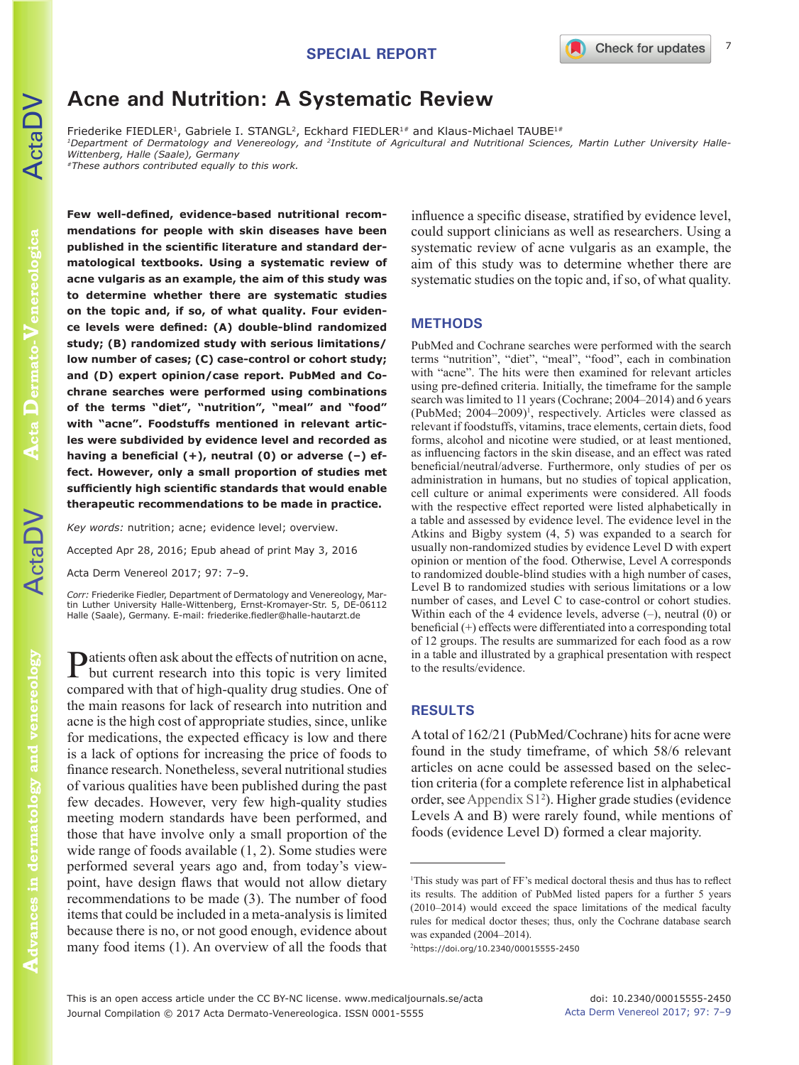SPECIAL REPORT

# Acne and Nutrition: A Systematic Review

Friederike FIEDLER[1], Gabriele I. STANGL[2], Eckhard FIEDLER[1#] and Klaus-Michael TAUBE[1#]

[1]Department of Dermatology and Venereology, and [2]Institute of Agricultural and Nutritional Sciences, Martin Luther University Halle-Wittenberg, Halle (Saale), Germany

[#]These authors contributed equally to this work.

**Few well-defined, evidence-based nutritional recommendations for people with skin diseases have been published in the scientific literature and standard dermatological textbooks. Using a systematic review of acne vulgaris as an example, the aim of this study was to determine whether there are systematic studies on the topic and, if so, of what quality. Four evidence levels were defined: (A) double-blind randomized study; (B) randomized study with serious limitations/low number of cases; (C) case-control or cohort study; and (D) expert opinion/case report. PubMed and Cochrane searches were performed using combinations of the terms "diet", "nutrition", "meal" and "food" with "acne". Foodstuffs mentioned in relevant articles were subdivided by evidence level and recorded as having a beneficial (+), neutral (0) or adverse (–) effect. However, only a small proportion of studies met sufficiently high scientific standards that would enable therapeutic recommendations to be made in practice.**

*Key words:* nutrition; acne; evidence level; overview.

Accepted Apr 28, 2016; Epub ahead of print May 3, 2016

Acta Derm Venereol 2017; 97: 7–9.

Corr: Friederike Fiedler, Department of Dermatology and Venereology, Martin Luther University Halle-Wittenberg, Ernst-Kromayer-Str. 5, DE-06112 Halle (Saale), Germany. E-mail: friederike.fiedler@halle-hautarzt.de

Patients often ask about the effects of nutrition on acne, but current research into this topic is very limited compared with that of high-quality drug studies. One of the main reasons for lack of research into nutrition and acne is the high cost of appropriate studies, since, unlike for medications, the expected efficacy is low and there is a lack of options for increasing the price of foods to finance research. Nonetheless, several nutritional studies of various qualities have been published during the past few decades. However, very few high-quality studies meeting modern standards have been performed, and those that have involve only a small proportion of the wide range of foods available (1, 2). Some studies were performed several years ago and, from today's viewpoint, have design flaws that would not allow dietary recommendations to be made (3). The number of food items that could be included in a meta-analysis is limited because there is no, or not good enough, evidence about many food items (1). An overview of all the foods that influence a specific disease, stratified by evidence level, could support clinicians as well as researchers. Using a systematic review of acne vulgaris as an example, the aim of this study was to determine whether there are systematic studies on the topic and, if so, of what quality.

## METHODS

PubMed and Cochrane searches were performed with the search terms "nutrition", "diet", "meal", "food", each in combination with "acne". The hits were then examined for relevant articles using pre-defined criteria. Initially, the timeframe for the sample search was limited to 11 years (Cochrane; 2004–2014) and 6 years (PubMed; 2004–2009)[1], respectively. Articles were classed as relevant if foodstuffs, vitamins, trace elements, certain diets, food forms, alcohol and nicotine were studied, or at least mentioned, as influencing factors in the skin disease, and an effect was rated beneficial/neutral/adverse. Furthermore, only studies of per os administration in humans, but no studies of topical application, cell culture or animal experiments were considered. All foods with the respective effect reported were listed alphabetically in a table and assessed by evidence level. The evidence level in the Atkins and Bigby system (4, 5) was expanded to a search for usually non-randomized studies by evidence Level D with expert opinion or mention of the food. Otherwise, Level A corresponds to randomized double-blind studies with a high number of cases, Level B to randomized studies with serious limitations or a low number of cases, and Level C to case-control or cohort studies. Within each of the 4 evidence levels, adverse (–), neutral (0) or beneficial (+) effects were differentiated into a corresponding total of 12 groups. The results are summarized for each food as a row in a table and illustrated by a graphical presentation with respect to the results/evidence.

## RESULTS

A total of 162/21 (PubMed/Cochrane) hits for acne were found in the study timeframe, of which 58/6 relevant articles on acne could be assessed based on the selection criteria (for a complete reference list in alphabetical order, see Appendix S1[2]). Higher grade studies (evidence Levels A and B) were rarely found, while mentions of foods (evidence Level D) formed a clear majority.

[1]This study was part of FF's medical doctoral thesis and thus has to reflect its results. The addition of PubMed listed papers for a further 5 years (2010–2014) would exceed the space limitations of the medical faculty rules for medical doctor theses; thus, only the Cochrane database search was expanded (2004–2014).

[2]https://doi.org/10.2340/00015555-2450

This is an open access article under the CC BY-NC license. www.medicaljournals.se/acta
Journal Compilation © 2017 Acta Dermato-Venereologica. ISSN 0001-5555

doi: 10.2340/00015555-2450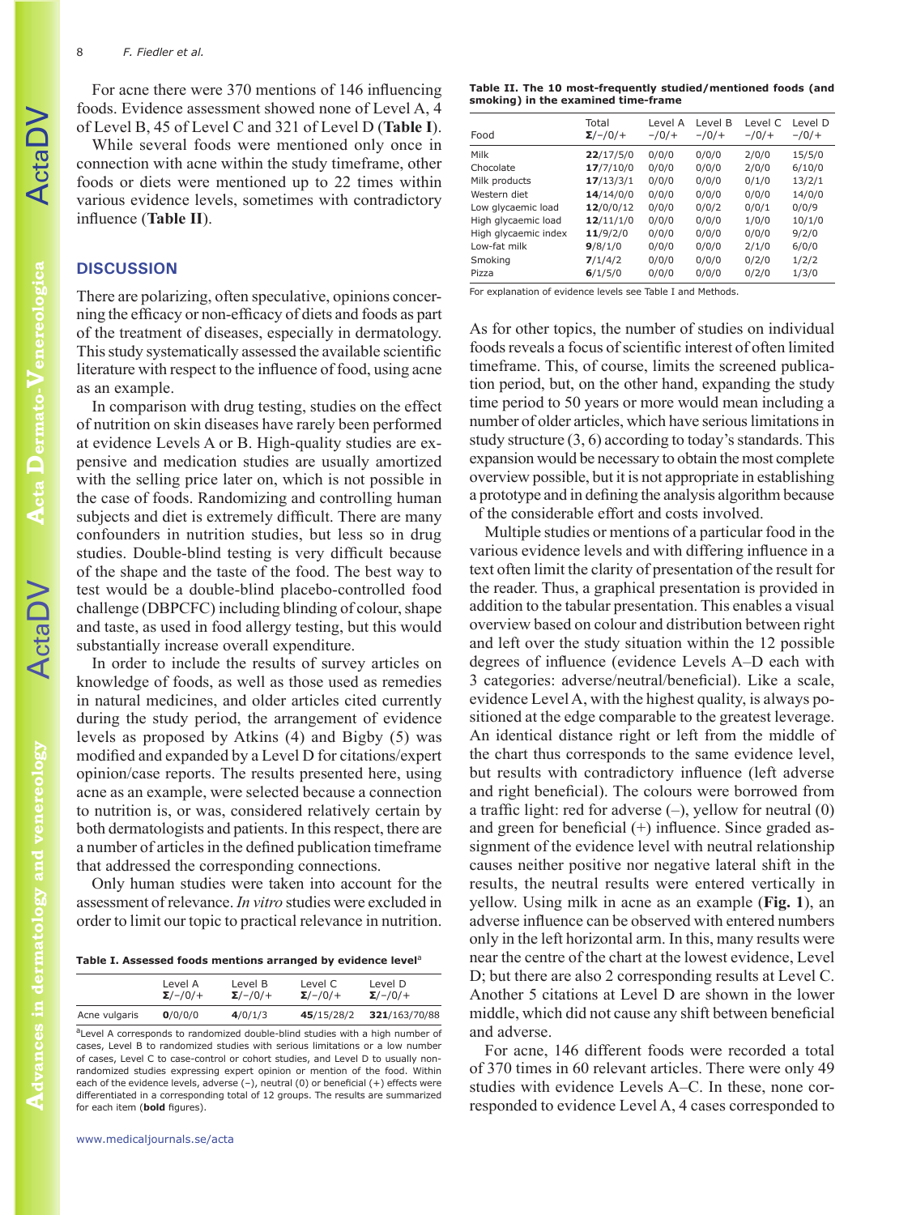For acne there were 370 mentions of 146 influencing foods. Evidence assessment showed none of Level A, 4 of Level B, 45 of Level C and 321 of Level D (**Table I**).

While several foods were mentioned only once in connection with acne within the study timeframe, other foods or diets were mentioned up to 22 times within various evidence levels, sometimes with contradictory influence (**Table II**).

## DISCUSSION

There are polarizing, often speculative, opinions concerning the efficacy or non-efficacy of diets and foods as part of the treatment of diseases, especially in dermatology. This study systematically assessed the available scientific literature with respect to the influence of food, using acne as an example.

In comparison with drug testing, studies on the effect of nutrition on skin diseases have rarely been performed at evidence Levels A or B. High-quality studies are expensive and medication studies are usually amortized with the selling price later on, which is not possible in the case of foods. Randomizing and controlling human subjects and diet is extremely difficult. There are many confounders in nutrition studies, but less so in drug studies. Double-blind testing is very difficult because of the shape and the taste of the food. The best way to test would be a double-blind placebo-controlled food challenge (DBPCFC) including blinding of colour, shape and taste, as used in food allergy testing, but this would substantially increase overall expenditure.

In order to include the results of survey articles on knowledge of foods, as well as those used as remedies in natural medicines, and older articles cited currently during the study period, the arrangement of evidence levels as proposed by Atkins (4) and Bigby (5) was modified and expanded by a Level D for citations/expert opinion/case reports. The results presented here, using acne as an example, were selected because a connection to nutrition is, or was, considered relatively certain by both dermatologists and patients. In this respect, there are a number of articles in the defined publication timeframe that addressed the corresponding connections.

Only human studies were taken into account for the assessment of relevance. *In vitro* studies were excluded in order to limit our topic to practical relevance in nutrition.

**Table I. Assessed foods mentions arranged by evidence level**[a]

| | Level A Σ/–/0/+ | Level B Σ/–/0/+ | Level C Σ/–/0/+ | Level D Σ/–/0/+ |
|---|---|---|---|---|
| Acne vulgaris | **0**/0/0/0 | **4**/0/1/3 | **45**/15/28/2 | **321**/163/70/88 |

[a]Level A corresponds to randomized double-blind studies with a high number of cases, Level B to randomized studies with serious limitations or a low number of cases, Level C to case-control or cohort studies, and Level D to usually non-randomized studies expressing expert opinion or mention of the food. Within each of the evidence levels, adverse (–), neutral (0) or beneficial (+) effects were differentiated in a corresponding total of 12 groups. The results are summarized for each item (**bold** figures).

**Table II. The 10 most-frequently studied/mentioned foods (and smoking) in the examined time-frame**

| Food | Total Σ/–/0/+ | Level A –/0/+ | Level B –/0/+ | Level C –/0/+ | Level D –/0/+ |
|---|---|---|---|---|---|
| Milk | **22**/17/5/0 | 0/0/0 | 0/0/0 | 2/0/0 | 15/5/0 |
| Chocolate | **17**/7/10/0 | 0/0/0 | 0/0/0 | 2/0/0 | 6/10/0 |
| Milk products | **17**/13/3/1 | 0/0/0 | 0/0/0 | 0/1/0 | 13/2/1 |
| Western diet | **14**/14/0/0 | 0/0/0 | 0/0/0 | 0/0/0 | 14/0/0 |
| Low glycaemic load | **12**/0/0/12 | 0/0/0 | 0/0/2 | 0/0/1 | 0/0/9 |
| High glycaemic load | **12**/11/1/0 | 0/0/0 | 0/0/0 | 1/0/0 | 10/1/0 |
| High glycaemic index | **11**/9/2/0 | 0/0/0 | 0/0/0 | 0/0/0 | 9/2/0 |
| Low-fat milk | **9**/8/1/0 | 0/0/0 | 0/0/0 | 2/1/0 | 6/0/0 |
| Smoking | **7**/1/4/2 | 0/0/0 | 0/0/0 | 0/2/0 | 1/2/2 |
| Pizza | **6**/1/5/0 | 0/0/0 | 0/0/0 | 0/2/0 | 1/3/0 |

For explanation of evidence levels see Table I and Methods.

As for other topics, the number of studies on individual foods reveals a focus of scientific interest of often limited timeframe. This, of course, limits the screened publication period, but, on the other hand, expanding the study time period to 50 years or more would mean including a number of older articles, which have serious limitations in study structure (3, 6) according to today's standards. This expansion would be necessary to obtain the most complete overview possible, but it is not appropriate in establishing a prototype and in defining the analysis algorithm because of the considerable effort and costs involved.

Multiple studies or mentions of a particular food in the various evidence levels and with differing influence in a text often limit the clarity of presentation of the result for the reader. Thus, a graphical presentation is provided in addition to the tabular presentation. This enables a visual overview based on colour and distribution between right and left over the study situation within the 12 possible degrees of influence (evidence Levels A–D each with 3 categories: adverse/neutral/beneficial). Like a scale, evidence Level A, with the highest quality, is always positioned at the edge comparable to the greatest leverage. An identical distance right or left from the middle of the chart thus corresponds to the same evidence level, but results with contradictory influence (left adverse and right beneficial). The colours were borrowed from a traffic light: red for adverse (–), yellow for neutral (0) and green for beneficial (+) influence. Since graded assignment of the evidence level with neutral relationship causes neither positive nor negative lateral shift in the results, the neutral results were entered vertically in yellow. Using milk in acne as an example (**Fig. 1**), an adverse influence can be observed with entered numbers only in the left horizontal arm. In this, many results were near the centre of the chart at the lowest evidence, Level D; but there are also 2 corresponding results at Level C. Another 5 citations at Level D are shown in the lower middle, which did not cause any shift between beneficial and adverse.

For acne, 146 different foods were recorded a total of 370 times in 60 relevant articles. There were only 49 studies with evidence Levels A–C. In these, none corresponded to evidence Level A, 4 cases corresponded to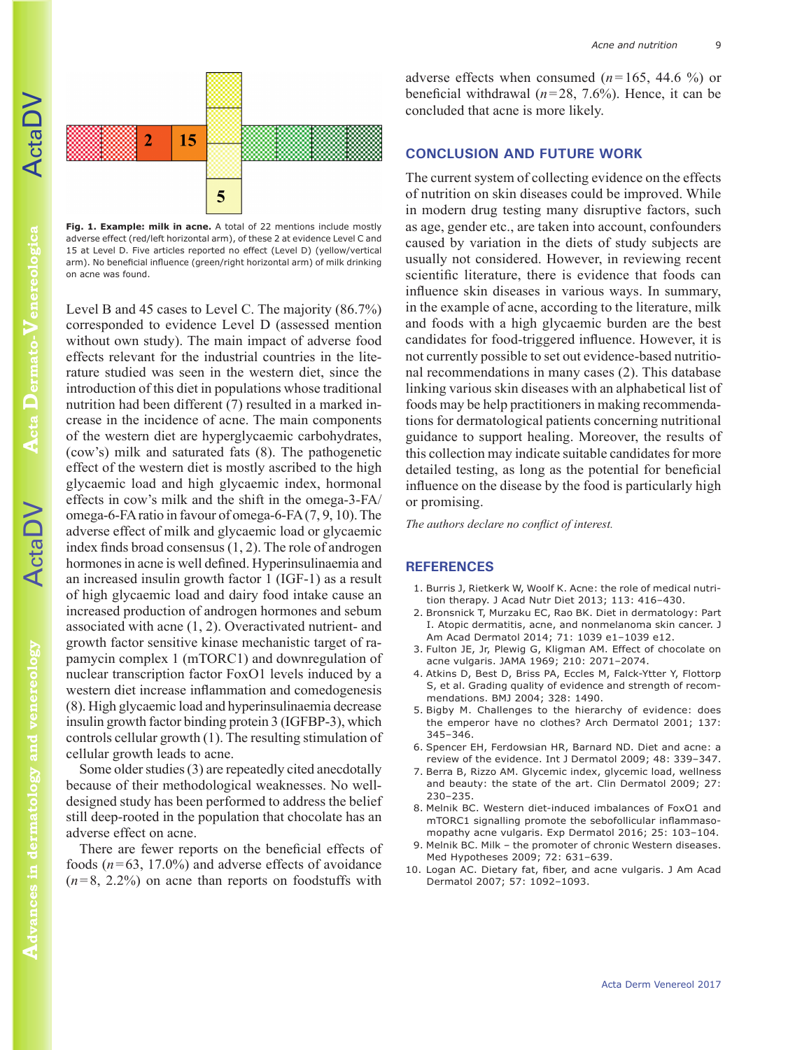2

15

5

**Fig. 1. Example: milk in acne.** A total of 22 mentions include mostly adverse effect (red/left horizontal arm), of these 2 at evidence Level C and 15 at Level D. Five articles reported no effect (Level D) (yellow/vertical arm). No beneficial influence (green/right horizontal arm) of milk drinking on acne was found.

Level B and 45 cases to Level C. The majority (86.7%) corresponded to evidence Level D (assessed mention without own study). The main impact of adverse food effects relevant for the industrial countries in the literature studied was seen in the western diet, since the introduction of this diet in populations whose traditional nutrition had been different (7) resulted in a marked increase in the incidence of acne. The main components of the western diet are hyperglycaemic carbohydrates, (cow's) milk and saturated fats (8). The pathogenetic effect of the western diet is mostly ascribed to the high glycaemic load and high glycaemic index, hormonal effects in cow's milk and the shift in the omega-3-FA/omega-6-FA ratio in favour of omega-6-FA (7, 9, 10). The adverse effect of milk and glycaemic load or glycaemic index finds broad consensus (1, 2). The role of androgen hormones in acne is well defined. Hyperinsulinaemia and an increased insulin growth factor 1 (IGF-1) as a result of high glycaemic load and dairy food intake cause an increased production of androgen hormones and sebum associated with acne (1, 2). Overactivated nutrient- and growth factor sensitive kinase mechanistic target of rapamycin complex 1 (mTORC1) and downregulation of nuclear transcription factor FoxO1 levels induced by a western diet increase inflammation and comedogenesis (8). High glycaemic load and hyperinsulinaemia decrease insulin growth factor binding protein 3 (IGFBP-3), which controls cellular growth (1). The resulting stimulation of cellular growth leads to acne.

Some older studies (3) are repeatedly cited anecdotally because of their methodological weaknesses. No well-designed study has been performed to address the belief still deep-rooted in the population that chocolate has an adverse effect on acne.

There are fewer reports on the beneficial effects of foods ($n$=63, 17.0%) and adverse effects of avoidance ($n$=8, 2.2%) on acne than reports on foodstuffs with adverse effects when consumed ($n$=165, 44.6 %) or beneficial withdrawal ($n$=28, 7.6%). Hence, it can be concluded that acne is more likely.

## CONCLUSION AND FUTURE WORK

The current system of collecting evidence on the effects of nutrition on skin diseases could be improved. While in modern drug testing many disruptive factors, such as age, gender etc., are taken into account, confounders caused by variation in the diets of study subjects are usually not considered. However, in reviewing recent scientific literature, there is evidence that foods can influence skin diseases in various ways. In summary, in the example of acne, according to the literature, milk and foods with a high glycaemic burden are the best candidates for food-triggered influence. However, it is not currently possible to set out evidence-based nutritional recommendations in many cases (2). This database linking various skin diseases with an alphabetical list of foods may be help practitioners in making recommendations for dermatological patients concerning nutritional guidance to support healing. Moreover, the results of this collection may indicate suitable candidates for more detailed testing, as long as the potential for beneficial influence on the disease by the food is particularly high or promising.

*The authors declare no conflict of interest.*

## REFERENCES

1. Burris J, Rietkerk W, Woolf K. Acne: the role of medical nutrition therapy. J Acad Nutr Diet 2013; 113: 416–430.
2. Bronsnick T, Murzaku EC, Rao BK. Diet in dermatology: Part I. Atopic dermatitis, acne, and nonmelanoma skin cancer. J Am Acad Dermatol 2014; 71: 1039 e1–1039 e12.
3. Fulton JE, Jr, Plewig G, Kligman AM. Effect of chocolate on acne vulgaris. JAMA 1969; 210: 2071–2074.
4. Atkins D, Best D, Briss PA, Eccles M, Falck-Ytter Y, Flottorp S, et al. Grading quality of evidence and strength of recommendations. BMJ 2004; 328: 1490.
5. Bigby M. Challenges to the hierarchy of evidence: does the emperor have no clothes? Arch Dermatol 2001; 137: 345–346.
6. Spencer EH, Ferdowsian HR, Barnard ND. Diet and acne: a review of the evidence. Int J Dermatol 2009; 48: 339–347.
7. Berra B, Rizzo AM. Glycemic index, glycemic load, wellness and beauty: the state of the art. Clin Dermatol 2009; 27: 230–235.
8. Melnik BC. Western diet-induced imbalances of FoxO1 and mTORC1 signalling promote the sebofollicular inflammasomopathy acne vulgaris. Exp Dermatol 2016; 25: 103–104.
9. Melnik BC. Milk – the promoter of chronic Western diseases. Med Hypotheses 2009; 72: 631–639.
10. Logan AC. Dietary fat, fiber, and acne vulgaris. J Am Acad Dermatol 2007; 57: 1092–1093.